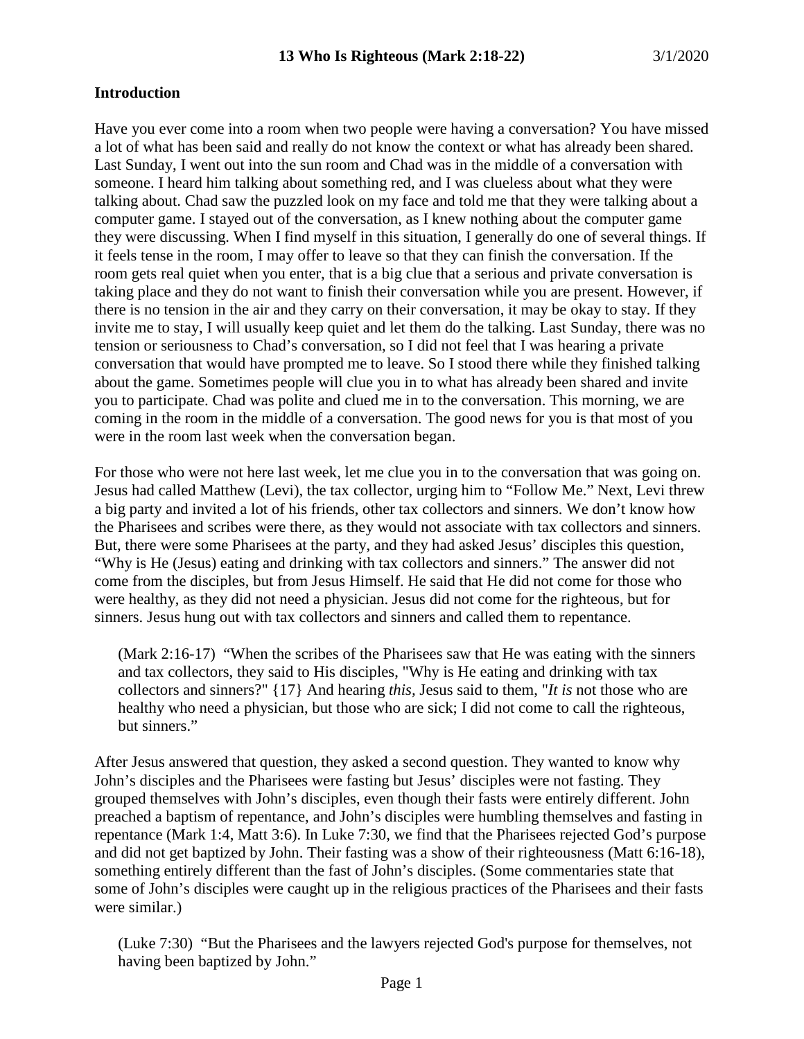**13 Who Is Righteous (Mark 2:18-22)** 3/1/2020

## Introduction

Have you ever come into a room when two people were having a conversation? You have missed a lot of what has been said and really do not know the context or what has already been shared. Last Sunday, I went out into the sun room and Chad was in the middle of a conversation with someone. I heard him talking about something red, and I was clueless about what they were talking about. Chad saw the puzzled look on my face and told me that they were talking about a computer game. I stayed out of the conversation, as I knew nothing about the computer game they were discussing. When I find myself in this situation, I generally do one of several things. If it feels tense in the room, I may offer to leave so that they can finish the conversation. If the room gets real quiet when you enter, that is a big clue that a serious and private conversation is taking place and they do not want to finish their conversation while you are present. However, if there is no tension in the air and they carry on their conversation, it may be okay to stay. If they invite me to stay, I will usually keep quiet and let them do the talking. Last Sunday, there was no tension or seriousness to Chad's conversation, so I did not feel that I was hearing a private conversation that would have prompted me to leave. So I stood there while they finished talking about the game. Sometimes people will clue you in to what has already been shared and invite you to participate. Chad was polite and clued me in to the conversation. This morning, we are coming in the room in the middle of a conversation. The good news for you is that most of you were in the room last week when the conversation began.

For those who were not here last week, let me clue you in to the conversation that was going on. Jesus had called Matthew (Levi), the tax collector, urging him to "Follow Me." Next, Levi threw a big party and invited a lot of his friends, other tax collectors and sinners. We don't know how the Pharisees and scribes were there, as they would not associate with tax collectors and sinners. But, there were some Pharisees at the party, and they had asked Jesus' disciples this question, "Why is He (Jesus) eating and drinking with tax collectors and sinners." The answer did not come from the disciples, but from Jesus Himself. He said that He did not come for those who were healthy, as they did not need a physician. Jesus did not come for the righteous, but for sinners. Jesus hung out with tax collectors and sinners and called them to repentance.

> (Mark 2:16-17) "When the scribes of the Pharisees saw that He was eating with the sinners and tax collectors, they said to His disciples, "Why is He eating and drinking with tax collectors and sinners?" {17} And hearing *this,* Jesus said to them, "*It is* not those who are healthy who need a physician, but those who are sick; I did not come to call the righteous, but sinners."

After Jesus answered that question, they asked a second question. They wanted to know why John's disciples and the Pharisees were fasting but Jesus' disciples were not fasting. They grouped themselves with John's disciples, even though their fasts were entirely different. John preached a baptism of repentance, and John's disciples were humbling themselves and fasting in repentance (Mark 1:4, Matt 3:6). In Luke 7:30, we find that the Pharisees rejected God's purpose and did not get baptized by John. Their fasting was a show of their righteousness (Matt 6:16-18), something entirely different than the fast of John's disciples. (Some commentaries state that some of John's disciples were caught up in the religious practices of the Pharisees and their fasts were similar.)

> (Luke 7:30) "But the Pharisees and the lawyers rejected God's purpose for themselves, not having been baptized by John."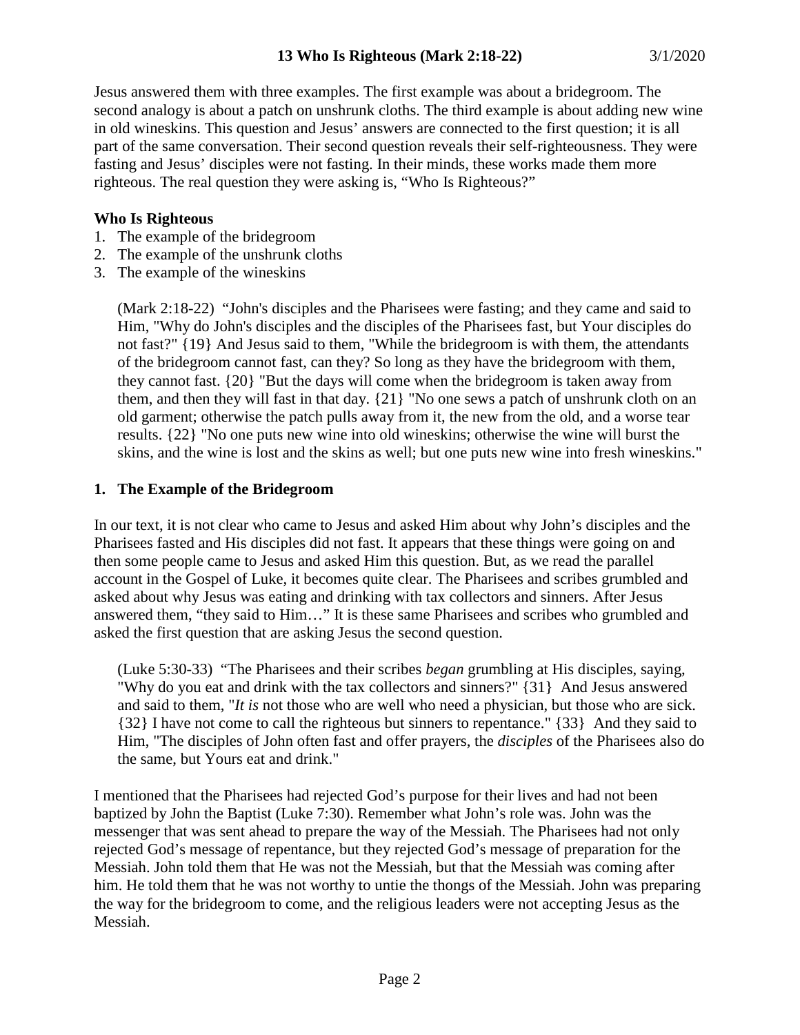Jesus answered them with three examples. The first example was about a bridegroom. The second analogy is about a patch on unshrunk cloths. The third example is about adding new wine in old wineskins. This question and Jesus' answers are connected to the first question; it is all part of the same conversation. Their second question reveals their self-righteousness. They were fasting and Jesus' disciples were not fasting. In their minds, these works made them more righteous. The real question they were asking is, "Who Is Righteous?"

**Who Is Righteous**

1. The example of the bridegroom
2. The example of the unshrunk cloths
3. The example of the wineskins

> (Mark 2:18-22) "John's disciples and the Pharisees were fasting; and they came and said to Him, "Why do John's disciples and the disciples of the Pharisees fast, but Your disciples do not fast?" {19} And Jesus said to them, "While the bridegroom is with them, the attendants of the bridegroom cannot fast, can they? So long as they have the bridegroom with them, they cannot fast. {20} "But the days will come when the bridegroom is taken away from them, and then they will fast in that day. {21} "No one sews a patch of unshrunk cloth on an old garment; otherwise the patch pulls away from it, the new from the old, and a worse tear results. {22} "No one puts new wine into old wineskins; otherwise the wine will burst the skins, and the wine is lost and the skins as well; but one puts new wine into fresh wineskins."

### 1. The Example of the Bridegroom

In our text, it is not clear who came to Jesus and asked Him about why John's disciples and the Pharisees fasted and His disciples did not fast. It appears that these things were going on and then some people came to Jesus and asked Him this question. But, as we read the parallel account in the Gospel of Luke, it becomes quite clear. The Pharisees and scribes grumbled and asked about why Jesus was eating and drinking with tax collectors and sinners. After Jesus answered them, "they said to Him…" It is these same Pharisees and scribes who grumbled and asked the first question that are asking Jesus the second question.

> (Luke 5:30-33) "The Pharisees and their scribes *began* grumbling at His disciples, saying, "Why do you eat and drink with the tax collectors and sinners?" {31} And Jesus answered and said to them, "*It is* not those who are well who need a physician, but those who are sick. {32} I have not come to call the righteous but sinners to repentance." {33} And they said to Him, "The disciples of John often fast and offer prayers, the *disciples* of the Pharisees also do the same, but Yours eat and drink."

I mentioned that the Pharisees had rejected God's purpose for their lives and had not been baptized by John the Baptist (Luke 7:30). Remember what John's role was. John was the messenger that was sent ahead to prepare the way of the Messiah. The Pharisees had not only rejected God's message of repentance, but they rejected God's message of preparation for the Messiah. John told them that He was not the Messiah, but that the Messiah was coming after him. He told them that he was not worthy to untie the thongs of the Messiah. John was preparing the way for the bridegroom to come, and the religious leaders were not accepting Jesus as the Messiah.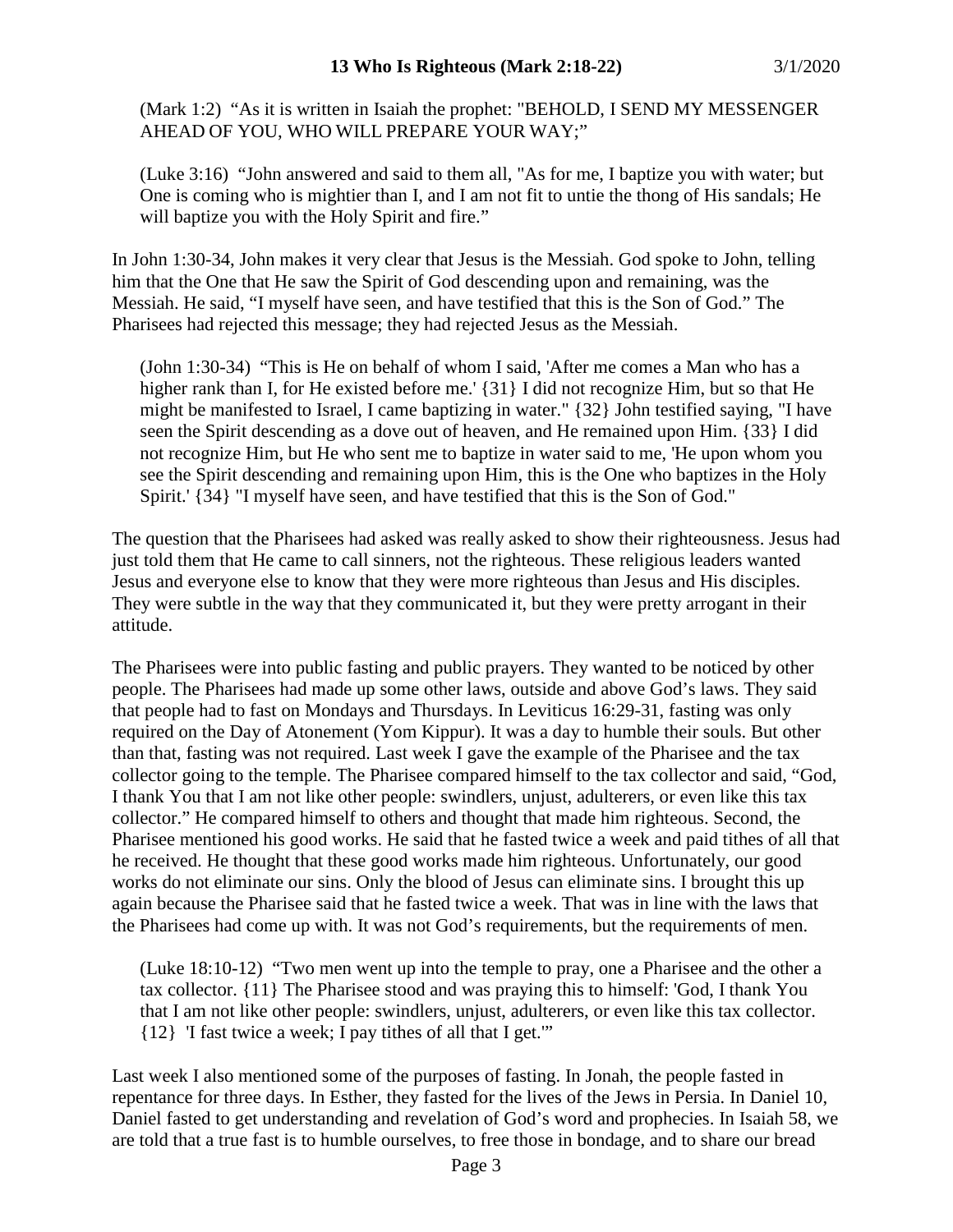(Mark 1:2) "As it is written in Isaiah the prophet: "BEHOLD, I SEND MY MESSENGER AHEAD OF YOU, WHO WILL PREPARE YOUR WAY;"

(Luke 3:16) "John answered and said to them all, "As for me, I baptize you with water; but One is coming who is mightier than I, and I am not fit to untie the thong of His sandals; He will baptize you with the Holy Spirit and fire."

In John 1:30-34, John makes it very clear that Jesus is the Messiah. God spoke to John, telling him that the One that He saw the Spirit of God descending upon and remaining, was the Messiah. He said, "I myself have seen, and have testified that this is the Son of God." The Pharisees had rejected this message; they had rejected Jesus as the Messiah.

(John 1:30-34) "This is He on behalf of whom I said, 'After me comes a Man who has a higher rank than I, for He existed before me.' {31} I did not recognize Him, but so that He might be manifested to Israel, I came baptizing in water." {32} John testified saying, "I have seen the Spirit descending as a dove out of heaven, and He remained upon Him. {33} I did not recognize Him, but He who sent me to baptize in water said to me, 'He upon whom you see the Spirit descending and remaining upon Him, this is the One who baptizes in the Holy Spirit.' {34} "I myself have seen, and have testified that this is the Son of God."

The question that the Pharisees had asked was really asked to show their righteousness. Jesus had just told them that He came to call sinners, not the righteous. These religious leaders wanted Jesus and everyone else to know that they were more righteous than Jesus and His disciples. They were subtle in the way that they communicated it, but they were pretty arrogant in their attitude.

The Pharisees were into public fasting and public prayers. They wanted to be noticed by other people. The Pharisees had made up some other laws, outside and above God's laws. They said that people had to fast on Mondays and Thursdays. In Leviticus 16:29-31, fasting was only required on the Day of Atonement (Yom Kippur). It was a day to humble their souls. But other than that, fasting was not required. Last week I gave the example of the Pharisee and the tax collector going to the temple. The Pharisee compared himself to the tax collector and said, "God, I thank You that I am not like other people: swindlers, unjust, adulterers, or even like this tax collector." He compared himself to others and thought that made him righteous. Second, the Pharisee mentioned his good works. He said that he fasted twice a week and paid tithes of all that he received. He thought that these good works made him righteous. Unfortunately, our good works do not eliminate our sins. Only the blood of Jesus can eliminate sins. I brought this up again because the Pharisee said that he fasted twice a week. That was in line with the laws that the Pharisees had come up with. It was not God's requirements, but the requirements of men.

(Luke 18:10-12) "Two men went up into the temple to pray, one a Pharisee and the other a tax collector. {11} The Pharisee stood and was praying this to himself: 'God, I thank You that I am not like other people: swindlers, unjust, adulterers, or even like this tax collector. {12} 'I fast twice a week; I pay tithes of all that I get.'"

Last week I also mentioned some of the purposes of fasting. In Jonah, the people fasted in repentance for three days. In Esther, they fasted for the lives of the Jews in Persia. In Daniel 10, Daniel fasted to get understanding and revelation of God's word and prophecies. In Isaiah 58, we are told that a true fast is to humble ourselves, to free those in bondage, and to share our bread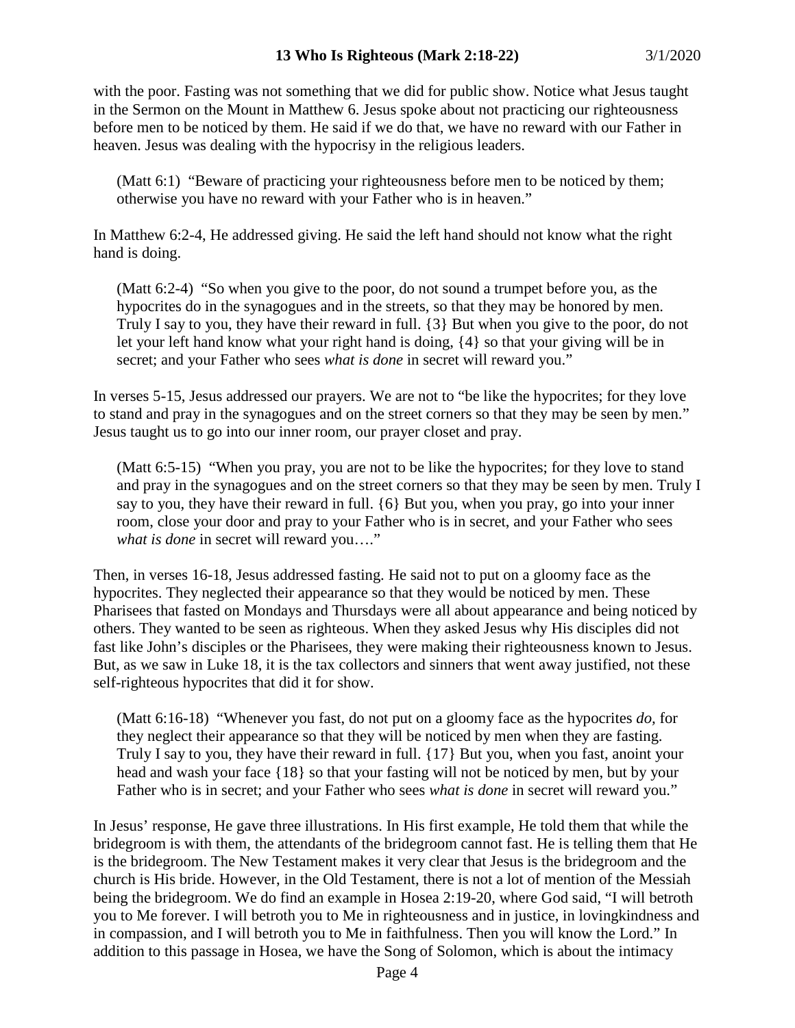with the poor. Fasting was not something that we did for public show. Notice what Jesus taught in the Sermon on the Mount in Matthew 6. Jesus spoke about not practicing our righteousness before men to be noticed by them. He said if we do that, we have no reward with our Father in heaven. Jesus was dealing with the hypocrisy in the religious leaders.

> (Matt 6:1) "Beware of practicing your righteousness before men to be noticed by them; otherwise you have no reward with your Father who is in heaven."

In Matthew 6:2-4, He addressed giving. He said the left hand should not know what the right hand is doing.

> (Matt 6:2-4) "So when you give to the poor, do not sound a trumpet before you, as the hypocrites do in the synagogues and in the streets, so that they may be honored by men. Truly I say to you, they have their reward in full. {3} But when you give to the poor, do not let your left hand know what your right hand is doing, {4} so that your giving will be in secret; and your Father who sees *what is done* in secret will reward you."

In verses 5-15, Jesus addressed our prayers. We are not to "be like the hypocrites; for they love to stand and pray in the synagogues and on the street corners so that they may be seen by men." Jesus taught us to go into our inner room, our prayer closet and pray.

> (Matt 6:5-15) "When you pray, you are not to be like the hypocrites; for they love to stand and pray in the synagogues and on the street corners so that they may be seen by men. Truly I say to you, they have their reward in full. {6} But you, when you pray, go into your inner room, close your door and pray to your Father who is in secret, and your Father who sees *what is done* in secret will reward you…."

Then, in verses 16-18, Jesus addressed fasting. He said not to put on a gloomy face as the hypocrites. They neglected their appearance so that they would be noticed by men. These Pharisees that fasted on Mondays and Thursdays were all about appearance and being noticed by others. They wanted to be seen as righteous. When they asked Jesus why His disciples did not fast like John's disciples or the Pharisees, they were making their righteousness known to Jesus. But, as we saw in Luke 18, it is the tax collectors and sinners that went away justified, not these self-righteous hypocrites that did it for show.

> (Matt 6:16-18) "Whenever you fast, do not put on a gloomy face as the hypocrites *do,* for they neglect their appearance so that they will be noticed by men when they are fasting. Truly I say to you, they have their reward in full. {17} But you, when you fast, anoint your head and wash your face {18} so that your fasting will not be noticed by men, but by your Father who is in secret; and your Father who sees *what is done* in secret will reward you."

In Jesus' response, He gave three illustrations. In His first example, He told them that while the bridegroom is with them, the attendants of the bridegroom cannot fast. He is telling them that He is the bridegroom. The New Testament makes it very clear that Jesus is the bridegroom and the church is His bride. However, in the Old Testament, there is not a lot of mention of the Messiah being the bridegroom. We do find an example in Hosea 2:19-20, where God said, "I will betroth you to Me forever. I will betroth you to Me in righteousness and in justice, in lovingkindness and in compassion, and I will betroth you to Me in faithfulness. Then you will know the Lord." In addition to this passage in Hosea, we have the Song of Solomon, which is about the intimacy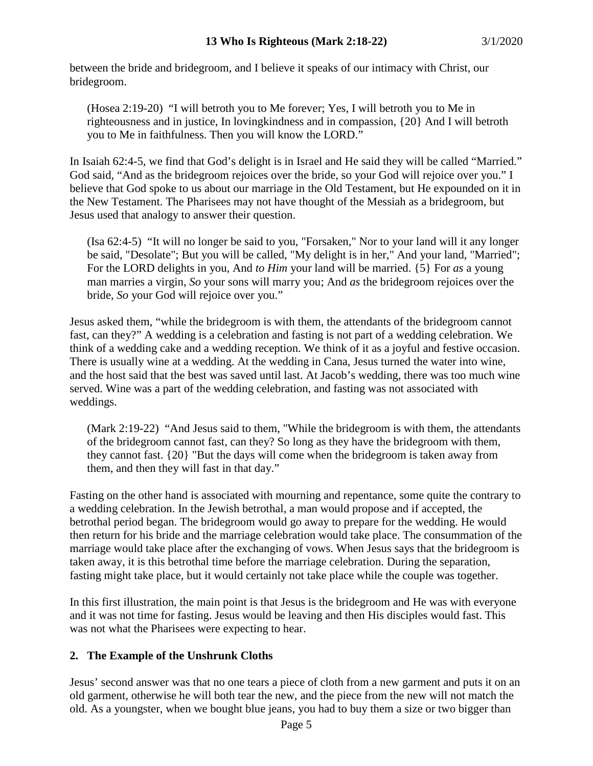between the bride and bridegroom, and I believe it speaks of our intimacy with Christ, our bridegroom.

> (Hosea 2:19-20) "I will betroth you to Me forever; Yes, I will betroth you to Me in righteousness and in justice, In lovingkindness and in compassion, {20} And I will betroth you to Me in faithfulness. Then you will know the LORD."

In Isaiah 62:4-5, we find that God's delight is in Israel and He said they will be called "Married." God said, "And as the bridegroom rejoices over the bride, so your God will rejoice over you." I believe that God spoke to us about our marriage in the Old Testament, but He expounded on it in the New Testament. The Pharisees may not have thought of the Messiah as a bridegroom, but Jesus used that analogy to answer their question.

> (Isa 62:4-5) "It will no longer be said to you, "Forsaken," Nor to your land will it any longer be said, "Desolate"; But you will be called, "My delight is in her," And your land, "Married"; For the LORD delights in you, And *to Him* your land will be married. {5} For *as* a young man marries a virgin, *So* your sons will marry you; And *as* the bridegroom rejoices over the bride, *So* your God will rejoice over you."

Jesus asked them, "while the bridegroom is with them, the attendants of the bridegroom cannot fast, can they?" A wedding is a celebration and fasting is not part of a wedding celebration. We think of a wedding cake and a wedding reception. We think of it as a joyful and festive occasion. There is usually wine at a wedding. At the wedding in Cana, Jesus turned the water into wine, and the host said that the best was saved until last. At Jacob's wedding, there was too much wine served. Wine was a part of the wedding celebration, and fasting was not associated with weddings.

> (Mark 2:19-22) "And Jesus said to them, "While the bridegroom is with them, the attendants of the bridegroom cannot fast, can they? So long as they have the bridegroom with them, they cannot fast. {20} "But the days will come when the bridegroom is taken away from them, and then they will fast in that day."

Fasting on the other hand is associated with mourning and repentance, some quite the contrary to a wedding celebration. In the Jewish betrothal, a man would propose and if accepted, the betrothal period began. The bridegroom would go away to prepare for the wedding. He would then return for his bride and the marriage celebration would take place. The consummation of the marriage would take place after the exchanging of vows. When Jesus says that the bridegroom is taken away, it is this betrothal time before the marriage celebration. During the separation, fasting might take place, but it would certainly not take place while the couple was together.

In this first illustration, the main point is that Jesus is the bridegroom and He was with everyone and it was not time for fasting. Jesus would be leaving and then His disciples would fast. This was not what the Pharisees were expecting to hear.

## 2. The Example of the Unshrunk Cloths

Jesus' second answer was that no one tears a piece of cloth from a new garment and puts it on an old garment, otherwise he will both tear the new, and the piece from the new will not match the old. As a youngster, when we bought blue jeans, you had to buy them a size or two bigger than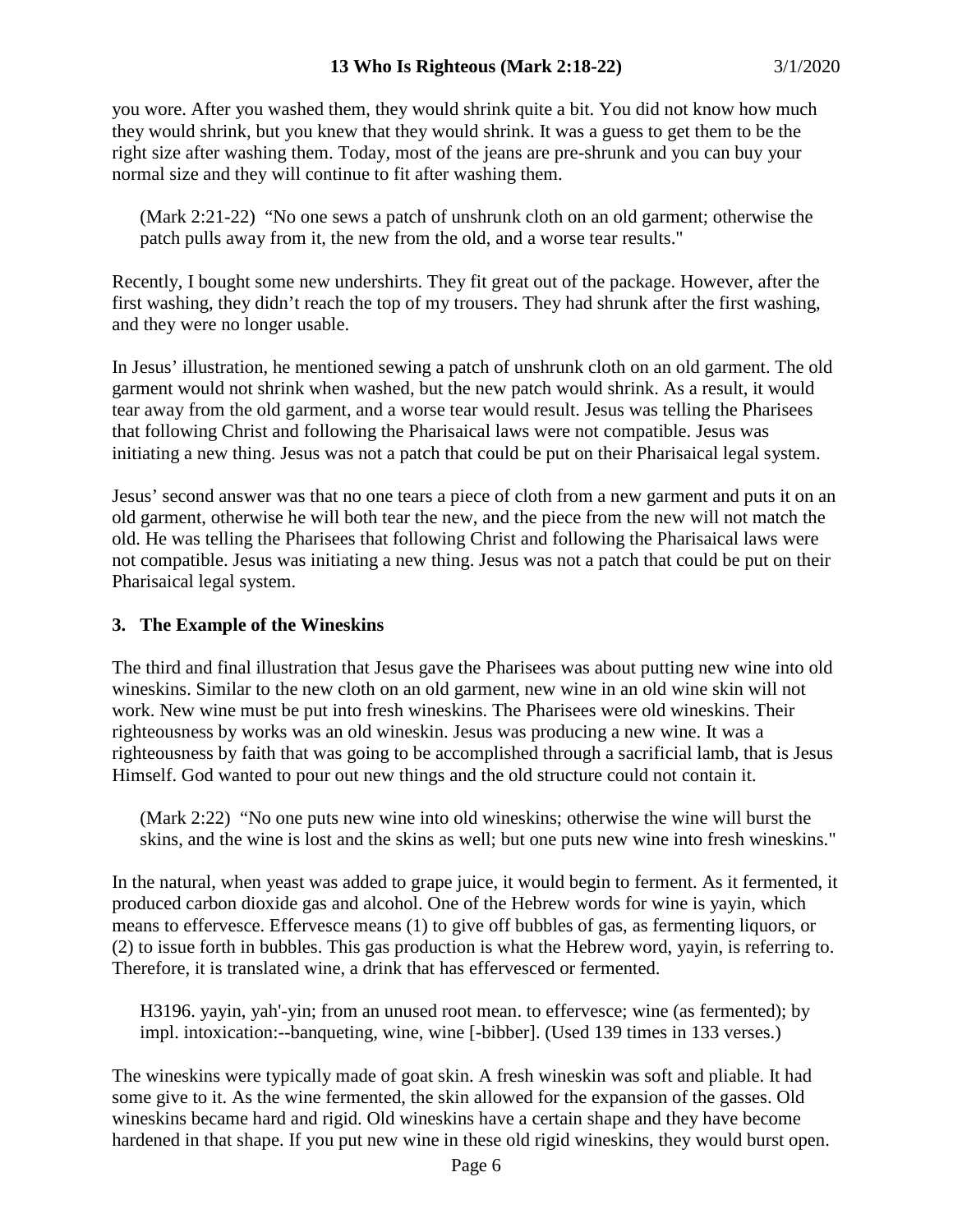you wore. After you washed them, they would shrink quite a bit. You did not know how much they would shrink, but you knew that they would shrink. It was a guess to get them to be the right size after washing them. Today, most of the jeans are pre-shrunk and you can buy your normal size and they will continue to fit after washing them.

> (Mark 2:21-22) "No one sews a patch of unshrunk cloth on an old garment; otherwise the patch pulls away from it, the new from the old, and a worse tear results."

Recently, I bought some new undershirts. They fit great out of the package. However, after the first washing, they didn't reach the top of my trousers. They had shrunk after the first washing, and they were no longer usable.

In Jesus' illustration, he mentioned sewing a patch of unshrunk cloth on an old garment. The old garment would not shrink when washed, but the new patch would shrink. As a result, it would tear away from the old garment, and a worse tear would result. Jesus was telling the Pharisees that following Christ and following the Pharisaical laws were not compatible. Jesus was initiating a new thing. Jesus was not a patch that could be put on their Pharisaical legal system.

Jesus' second answer was that no one tears a piece of cloth from a new garment and puts it on an old garment, otherwise he will both tear the new, and the piece from the new will not match the old. He was telling the Pharisees that following Christ and following the Pharisaical laws were not compatible. Jesus was initiating a new thing. Jesus was not a patch that could be put on their Pharisaical legal system.

### 3. The Example of the Wineskins

The third and final illustration that Jesus gave the Pharisees was about putting new wine into old wineskins. Similar to the new cloth on an old garment, new wine in an old wine skin will not work. New wine must be put into fresh wineskins. The Pharisees were old wineskins. Their righteousness by works was an old wineskin. Jesus was producing a new wine. It was a righteousness by faith that was going to be accomplished through a sacrificial lamb, that is Jesus Himself. God wanted to pour out new things and the old structure could not contain it.

> (Mark 2:22) "No one puts new wine into old wineskins; otherwise the wine will burst the skins, and the wine is lost and the skins as well; but one puts new wine into fresh wineskins."

In the natural, when yeast was added to grape juice, it would begin to ferment. As it fermented, it produced carbon dioxide gas and alcohol. One of the Hebrew words for wine is yayin, which means to effervesce. Effervesce means (1) to give off bubbles of gas, as fermenting liquors, or (2) to issue forth in bubbles. This gas production is what the Hebrew word, yayin, is referring to. Therefore, it is translated wine, a drink that has effervesced or fermented.

> H3196. yayin, yah'-yin; from an unused root mean. to effervesce; wine (as fermented); by impl. intoxication:--banqueting, wine, wine [-bibber]. (Used 139 times in 133 verses.)

The wineskins were typically made of goat skin. A fresh wineskin was soft and pliable. It had some give to it. As the wine fermented, the skin allowed for the expansion of the gasses. Old wineskins became hard and rigid. Old wineskins have a certain shape and they have become hardened in that shape. If you put new wine in these old rigid wineskins, they would burst open.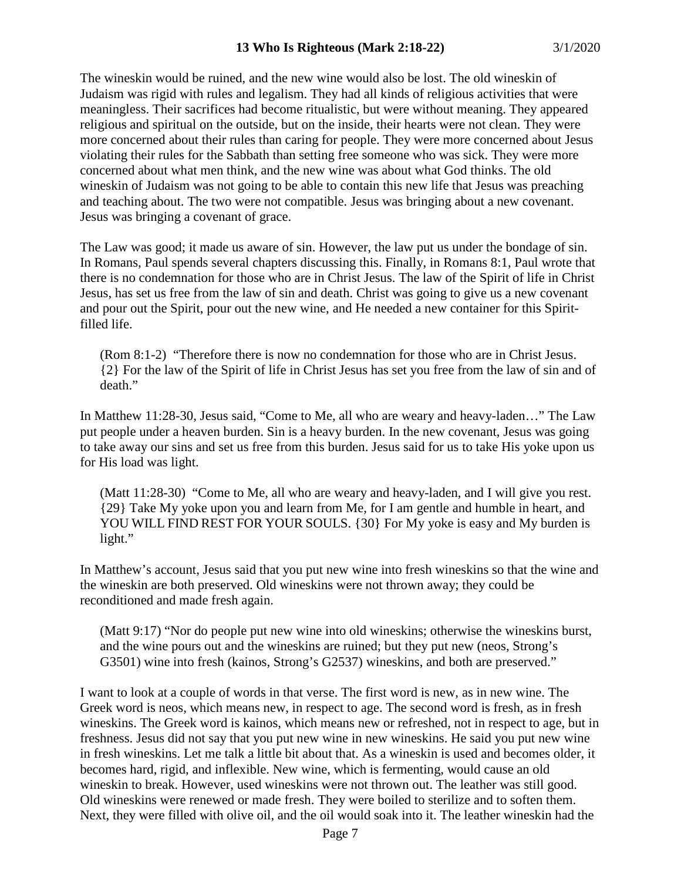The wineskin would be ruined, and the new wine would also be lost. The old wineskin of Judaism was rigid with rules and legalism. They had all kinds of religious activities that were meaningless. Their sacrifices had become ritualistic, but were without meaning. They appeared religious and spiritual on the outside, but on the inside, their hearts were not clean. They were more concerned about their rules than caring for people. They were more concerned about Jesus violating their rules for the Sabbath than setting free someone who was sick. They were more concerned about what men think, and the new wine was about what God thinks. The old wineskin of Judaism was not going to be able to contain this new life that Jesus was preaching and teaching about. The two were not compatible. Jesus was bringing about a new covenant. Jesus was bringing a covenant of grace.

The Law was good; it made us aware of sin. However, the law put us under the bondage of sin. In Romans, Paul spends several chapters discussing this. Finally, in Romans 8:1, Paul wrote that there is no condemnation for those who are in Christ Jesus. The law of the Spirit of life in Christ Jesus, has set us free from the law of sin and death. Christ was going to give us a new covenant and pour out the Spirit, pour out the new wine, and He needed a new container for this Spirit-filled life.

> (Rom 8:1-2) "Therefore there is now no condemnation for those who are in Christ Jesus. {2} For the law of the Spirit of life in Christ Jesus has set you free from the law of sin and of death."

In Matthew 11:28-30, Jesus said, "Come to Me, all who are weary and heavy-laden…" The Law put people under a heaven burden. Sin is a heavy burden. In the new covenant, Jesus was going to take away our sins and set us free from this burden. Jesus said for us to take His yoke upon us for His load was light.

> (Matt 11:28-30) "Come to Me, all who are weary and heavy-laden, and I will give you rest. {29} Take My yoke upon you and learn from Me, for I am gentle and humble in heart, and YOU WILL FIND REST FOR YOUR SOULS. {30} For My yoke is easy and My burden is light."

In Matthew's account, Jesus said that you put new wine into fresh wineskins so that the wine and the wineskin are both preserved. Old wineskins were not thrown away; they could be reconditioned and made fresh again.

> (Matt 9:17) "Nor do people put new wine into old wineskins; otherwise the wineskins burst, and the wine pours out and the wineskins are ruined; but they put new (neos, Strong's G3501) wine into fresh (kainos, Strong's G2537) wineskins, and both are preserved."

I want to look at a couple of words in that verse. The first word is new, as in new wine. The Greek word is neos, which means new, in respect to age. The second word is fresh, as in fresh wineskins. The Greek word is kainos, which means new or refreshed, not in respect to age, but in freshness. Jesus did not say that you put new wine in new wineskins. He said you put new wine in fresh wineskins. Let me talk a little bit about that. As a wineskin is used and becomes older, it becomes hard, rigid, and inflexible. New wine, which is fermenting, would cause an old wineskin to break. However, used wineskins were not thrown out. The leather was still good. Old wineskins were renewed or made fresh. They were boiled to sterilize and to soften them. Next, they were filled with olive oil, and the oil would soak into it. The leather wineskin had the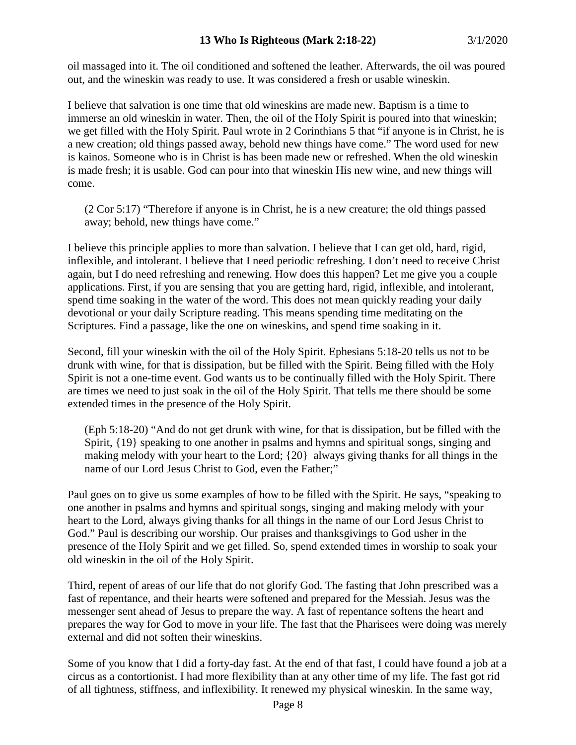oil massaged into it. The oil conditioned and softened the leather. Afterwards, the oil was poured out, and the wineskin was ready to use. It was considered a fresh or usable wineskin.

I believe that salvation is one time that old wineskins are made new. Baptism is a time to immerse an old wineskin in water. Then, the oil of the Holy Spirit is poured into that wineskin; we get filled with the Holy Spirit. Paul wrote in 2 Corinthians 5 that "if anyone is in Christ, he is a new creation; old things passed away, behold new things have come." The word used for new is kainos. Someone who is in Christ is has been made new or refreshed. When the old wineskin is made fresh; it is usable. God can pour into that wineskin His new wine, and new things will come.

> (2 Cor 5:17) "Therefore if anyone is in Christ, he is a new creature; the old things passed away; behold, new things have come."

I believe this principle applies to more than salvation. I believe that I can get old, hard, rigid, inflexible, and intolerant. I believe that I need periodic refreshing. I don't need to receive Christ again, but I do need refreshing and renewing. How does this happen? Let me give you a couple applications. First, if you are sensing that you are getting hard, rigid, inflexible, and intolerant, spend time soaking in the water of the word. This does not mean quickly reading your daily devotional or your daily Scripture reading. This means spending time meditating on the Scriptures. Find a passage, like the one on wineskins, and spend time soaking in it.

Second, fill your wineskin with the oil of the Holy Spirit. Ephesians 5:18-20 tells us not to be drunk with wine, for that is dissipation, but be filled with the Spirit. Being filled with the Holy Spirit is not a one-time event. God wants us to be continually filled with the Holy Spirit. There are times we need to just soak in the oil of the Holy Spirit. That tells me there should be some extended times in the presence of the Holy Spirit.

> (Eph 5:18-20) "And do not get drunk with wine, for that is dissipation, but be filled with the Spirit, {19} speaking to one another in psalms and hymns and spiritual songs, singing and making melody with your heart to the Lord; {20} always giving thanks for all things in the name of our Lord Jesus Christ to God, even the Father;"

Paul goes on to give us some examples of how to be filled with the Spirit. He says, "speaking to one another in psalms and hymns and spiritual songs, singing and making melody with your heart to the Lord, always giving thanks for all things in the name of our Lord Jesus Christ to God." Paul is describing our worship. Our praises and thanksgivings to God usher in the presence of the Holy Spirit and we get filled. So, spend extended times in worship to soak your old wineskin in the oil of the Holy Spirit.

Third, repent of areas of our life that do not glorify God. The fasting that John prescribed was a fast of repentance, and their hearts were softened and prepared for the Messiah. Jesus was the messenger sent ahead of Jesus to prepare the way. A fast of repentance softens the heart and prepares the way for God to move in your life. The fast that the Pharisees were doing was merely external and did not soften their wineskins.

Some of you know that I did a forty-day fast. At the end of that fast, I could have found a job at a circus as a contortionist. I had more flexibility than at any other time of my life. The fast got rid of all tightness, stiffness, and inflexibility. It renewed my physical wineskin. In the same way,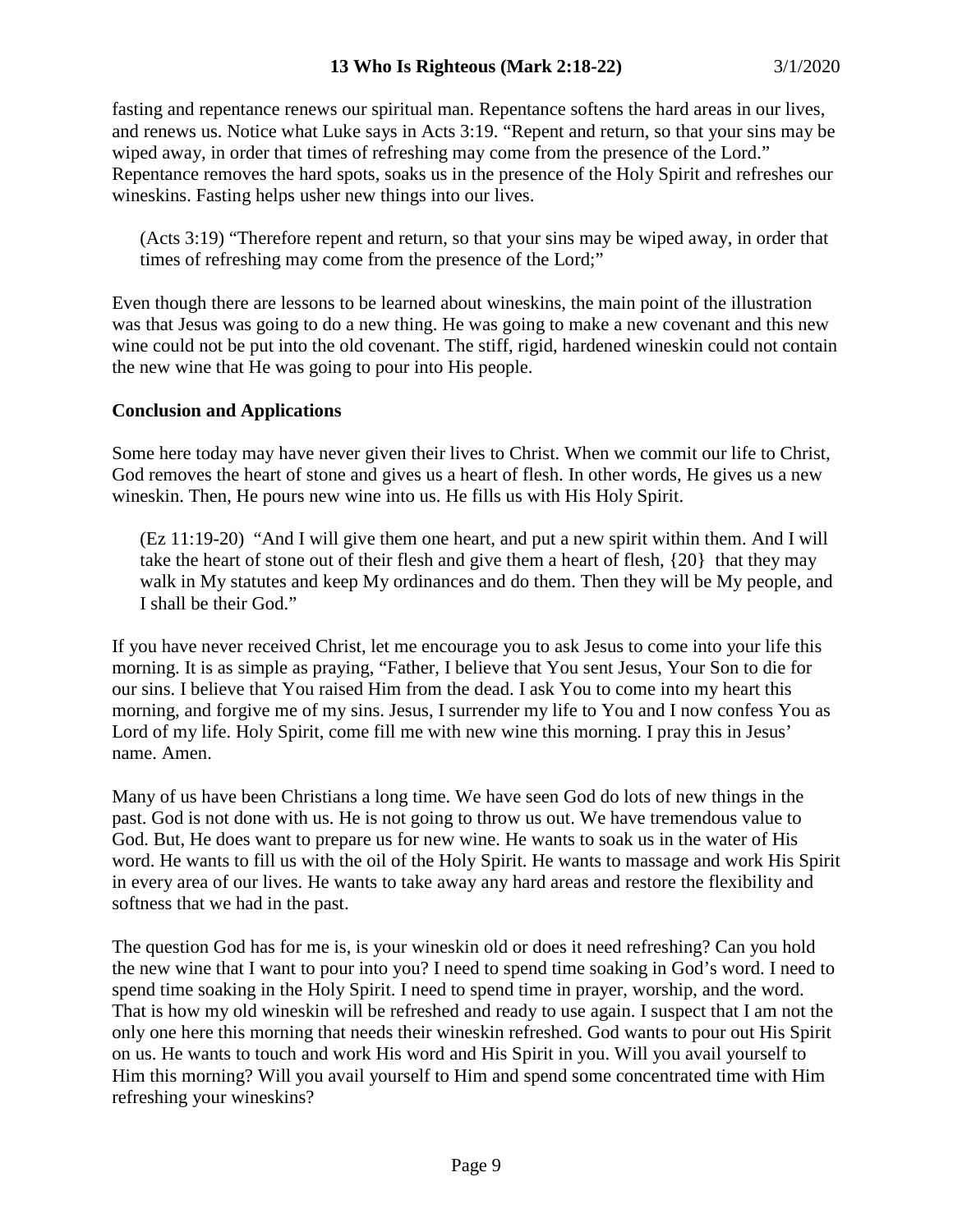fasting and repentance renews our spiritual man. Repentance softens the hard areas in our lives, and renews us. Notice what Luke says in Acts 3:19. “Repent and return, so that your sins may be wiped away, in order that times of refreshing may come from the presence of the Lord.” Repentance removes the hard spots, soaks us in the presence of the Holy Spirit and refreshes our wineskins. Fasting helps usher new things into our lives.

> (Acts 3:19) “Therefore repent and return, so that your sins may be wiped away, in order that times of refreshing may come from the presence of the Lord;”

Even though there are lessons to be learned about wineskins, the main point of the illustration was that Jesus was going to do a new thing. He was going to make a new covenant and this new wine could not be put into the old covenant. The stiff, rigid, hardened wineskin could not contain the new wine that He was going to pour into His people.

**Conclusion and Applications**

Some here today may have never given their lives to Christ. When we commit our life to Christ, God removes the heart of stone and gives us a heart of flesh. In other words, He gives us a new wineskin. Then, He pours new wine into us. He fills us with His Holy Spirit.

> (Ez 11:19-20) “And I will give them one heart, and put a new spirit within them. And I will take the heart of stone out of their flesh and give them a heart of flesh, {20} that they may walk in My statutes and keep My ordinances and do them. Then they will be My people, and I shall be their God.”

If you have never received Christ, let me encourage you to ask Jesus to come into your life this morning. It is as simple as praying, “Father, I believe that You sent Jesus, Your Son to die for our sins. I believe that You raised Him from the dead. I ask You to come into my heart this morning, and forgive me of my sins. Jesus, I surrender my life to You and I now confess You as Lord of my life. Holy Spirit, come fill me with new wine this morning. I pray this in Jesus’ name. Amen.

Many of us have been Christians a long time. We have seen God do lots of new things in the past. God is not done with us. He is not going to throw us out. We have tremendous value to God. But, He does want to prepare us for new wine. He wants to soak us in the water of His word. He wants to fill us with the oil of the Holy Spirit. He wants to massage and work His Spirit in every area of our lives. He wants to take away any hard areas and restore the flexibility and softness that we had in the past.

The question God has for me is, is your wineskin old or does it need refreshing? Can you hold the new wine that I want to pour into you? I need to spend time soaking in God’s word. I need to spend time soaking in the Holy Spirit. I need to spend time in prayer, worship, and the word. That is how my old wineskin will be refreshed and ready to use again. I suspect that I am not the only one here this morning that needs their wineskin refreshed. God wants to pour out His Spirit on us. He wants to touch and work His word and His Spirit in you. Will you avail yourself to Him this morning? Will you avail yourself to Him and spend some concentrated time with Him refreshing your wineskins?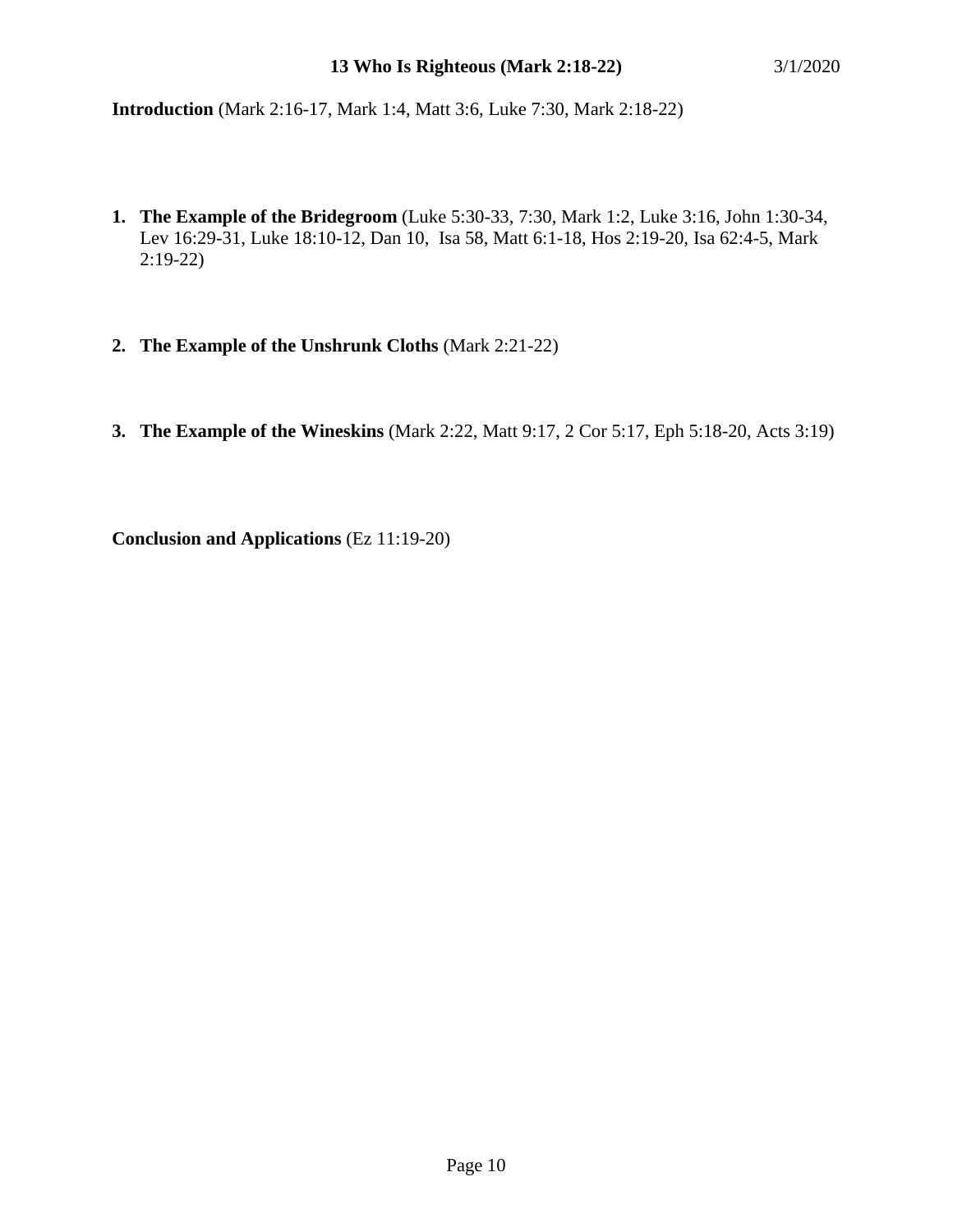# 13 Who Is Righteous (Mark 2:18-22)

3/1/2020

**Introduction** (Mark 2:16-17, Mark 1:4, Matt 3:6, Luke 7:30, Mark 2:18-22)

1. **The Example of the Bridegroom** (Luke 5:30-33, 7:30, Mark 1:2, Luke 3:16, John 1:30-34, Lev 16:29-31, Luke 18:10-12, Dan 10, Isa 58, Matt 6:1-18, Hos 2:19-20, Isa 62:4-5, Mark 2:19-22)

2. **The Example of the Unshrunk Cloths** (Mark 2:21-22)

3. **The Example of the Wineskins** (Mark 2:22, Matt 9:17, 2 Cor 5:17, Eph 5:18-20, Acts 3:19)

**Conclusion and Applications** (Ez 11:19-20)